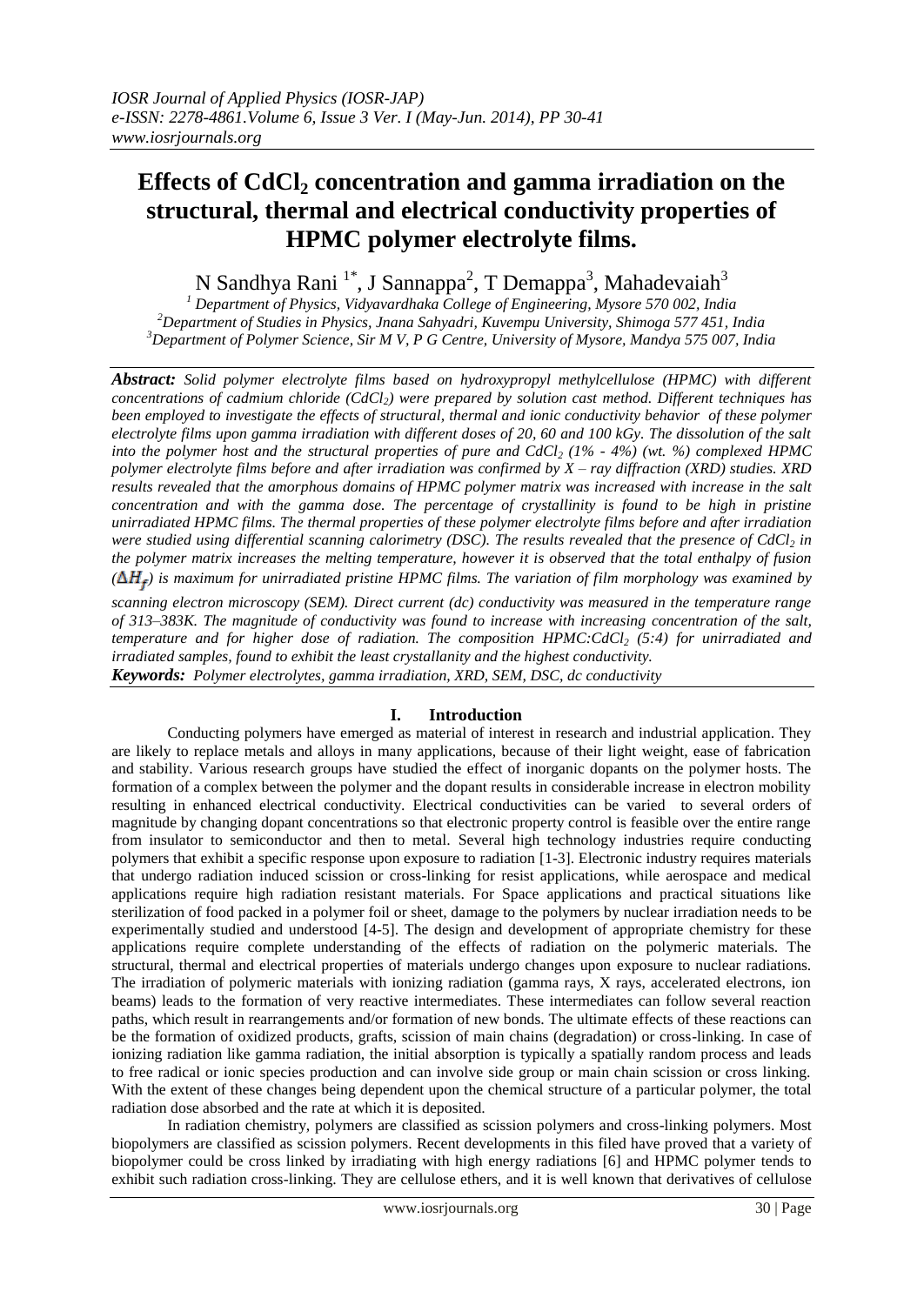# Effects of $CdCl_2$ concentration and gamma irradiation on the structural, thermal and electrical conductivity properties of HPMC polymer electrolyte films.

N Sandhya Rani [1*], J Sannappa[2], T Demappa[3], Mahadevaiah[3]

[1] Department of Physics, Vidyavardhaka College of Engineering, Mysore 570 002, India
[2] Department of Studies in Physics, Jnana Sahyadri, Kuvempu University, Shimoga 577 451, India
[3] Department of Polymer Science, Sir M V, P G Centre, University of Mysore, Mandya 575 007, India

***Abstract:*** *Solid polymer electrolyte films based on hydroxypropyl methylcellulose (HPMC) with different concentrations of cadmium chloride ($CdCl_2$) were prepared by solution cast method. Different techniques has been employed to investigate the effects of structural, thermal and ionic conductivity behavior of these polymer electrolyte films upon gamma irradiation with different doses of 20, 60 and 100 kGy. The dissolution of the salt into the polymer host and the structural properties of pure and $CdCl_2$ (1% - 4%) (wt. %) complexed HPMC polymer electrolyte films before and after irradiation was confirmed by X – ray diffraction (XRD) studies. XRD results revealed that the amorphous domains of HPMC polymer matrix was increased with increase in the salt concentration and with the gamma dose. The percentage of crystallinity is found to be high in pristine unirradiated HPMC films. The thermal properties of these polymer electrolyte films before and after irradiation were studied using differential scanning calorimetry (DSC). The results revealed that the presence of $CdCl_2$ in the polymer matrix increases the melting temperature, however it is observed that the total enthalpy of fusion ($\Delta H_f$) is maximum for unirradiated pristine HPMC films. The variation of film morphology was examined by scanning electron microscopy (SEM). Direct current (dc) conductivity was measured in the temperature range of 313–383K. The magnitude of conductivity was found to increase with increasing concentration of the salt, temperature and for higher dose of radiation. The composition HPMC:$CdCl_2$ (5:4) for unirradiated and irradiated samples, found to exhibit the least crystallanity and the highest conductivity.*

***Keywords:*** *Polymer electrolytes, gamma irradiation, XRD, SEM, DSC, dc conductivity*

## I. Introduction

Conducting polymers have emerged as material of interest in research and industrial application. They are likely to replace metals and alloys in many applications, because of their light weight, ease of fabrication and stability. Various research groups have studied the effect of inorganic dopants on the polymer hosts. The formation of a complex between the polymer and the dopant results in considerable increase in electron mobility resulting in enhanced electrical conductivity. Electrical conductivities can be varied to several orders of magnitude by changing dopant concentrations so that electronic property control is feasible over the entire range from insulator to semiconductor and then to metal. Several high technology industries require conducting polymers that exhibit a specific response upon exposure to radiation [1-3]. Electronic industry requires materials that undergo radiation induced scission or cross-linking for resist applications, while aerospace and medical applications require high radiation resistant materials. For Space applications and practical situations like sterilization of food packed in a polymer foil or sheet, damage to the polymers by nuclear irradiation needs to be experimentally studied and understood [4-5]. The design and development of appropriate chemistry for these applications require complete understanding of the effects of radiation on the polymeric materials. The structural, thermal and electrical properties of materials undergo changes upon exposure to nuclear radiations. The irradiation of polymeric materials with ionizing radiation (gamma rays, X rays, accelerated electrons, ion beams) leads to the formation of very reactive intermediates. These intermediates can follow several reaction paths, which result in rearrangements and/or formation of new bonds. The ultimate effects of these reactions can be the formation of oxidized products, grafts, scission of main chains (degradation) or cross-linking. In case of ionizing radiation like gamma radiation, the initial absorption is typically a spatially random process and leads to free radical or ionic species production and can involve side group or main chain scission or cross linking. With the extent of these changes being dependent upon the chemical structure of a particular polymer, the total radiation dose absorbed and the rate at which it is deposited.

In radiation chemistry, polymers are classified as scission polymers and cross-linking polymers. Most biopolymers are classified as scission polymers. Recent developments in this filed have proved that a variety of biopolymer could be cross linked by irradiating with high energy radiations [6] and HPMC polymer tends to exhibit such radiation cross-linking. They are cellulose ethers, and it is well known that derivatives of cellulose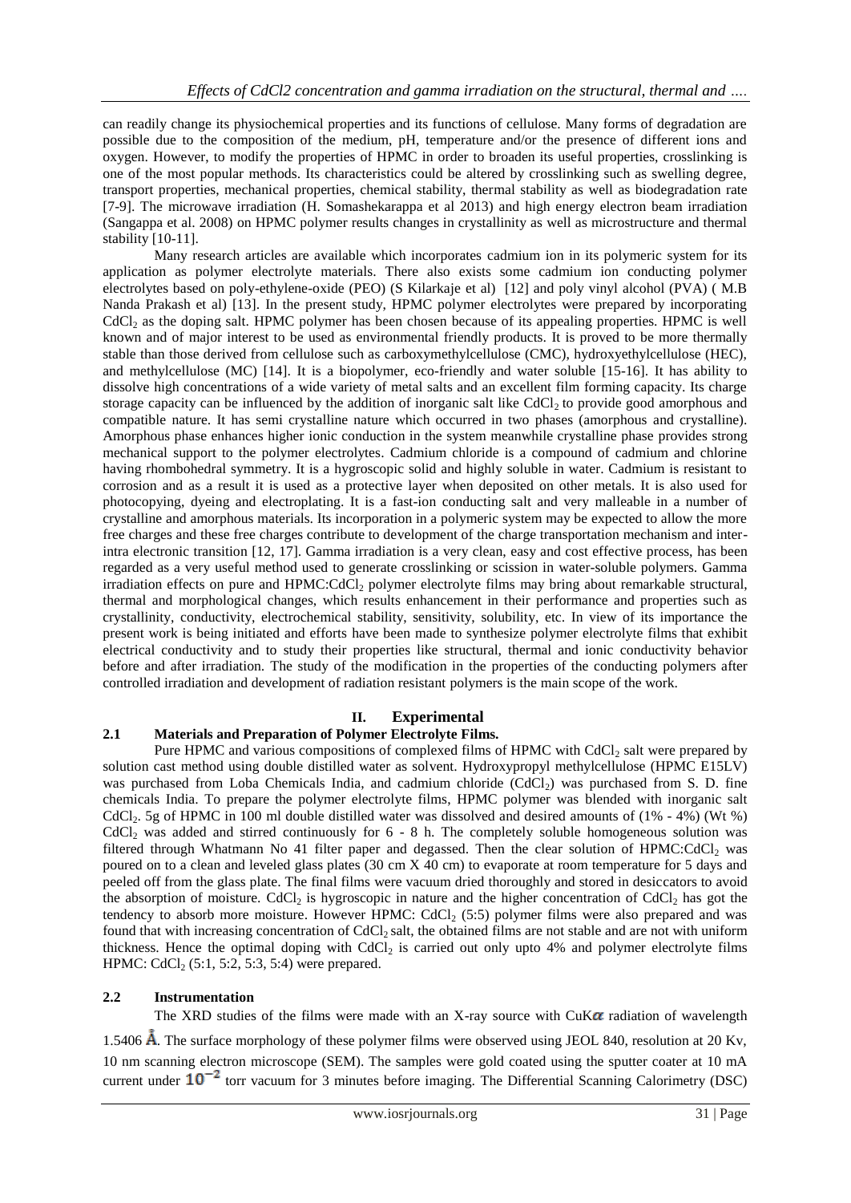can readily change its physiochemical properties and its functions of cellulose. Many forms of degradation are possible due to the composition of the medium, pH, temperature and/or the presence of different ions and oxygen. However, to modify the properties of HPMC in order to broaden its useful properties, crosslinking is one of the most popular methods. Its characteristics could be altered by crosslinking such as swelling degree, transport properties, mechanical properties, chemical stability, thermal stability as well as biodegradation rate [7-9]. The microwave irradiation (H. Somashekarappa et al 2013) and high energy electron beam irradiation (Sangappa et al. 2008) on HPMC polymer results changes in crystallinity as well as microstructure and thermal stability [10-11].

Many research articles are available which incorporates cadmium ion in its polymeric system for its application as polymer electrolyte materials. There also exists some cadmium ion conducting polymer electrolytes based on poly-ethylene-oxide (PEO) (S Kilarkaje et al) [12] and poly vinyl alcohol (PVA) ( M.B Nanda Prakash et al) [13]. In the present study, HPMC polymer electrolytes were prepared by incorporating $CdCl_2$ as the doping salt. HPMC polymer has been chosen because of its appealing properties. HPMC is well known and of major interest to be used as environmental friendly products. It is proved to be more thermally stable than those derived from cellulose such as carboxymethylcellulose (CMC), hydroxyethylcellulose (HEC), and methylcellulose (MC) [14]. It is a biopolymer, eco-friendly and water soluble [15-16]. It has ability to dissolve high concentrations of a wide variety of metal salts and an excellent film forming capacity. Its charge storage capacity can be influenced by the addition of inorganic salt like $CdCl_2$ to provide good amorphous and compatible nature. It has semi crystalline nature which occurred in two phases (amorphous and crystalline). Amorphous phase enhances higher ionic conduction in the system meanwhile crystalline phase provides strong mechanical support to the polymer electrolytes. Cadmium chloride is a compound of cadmium and chlorine having rhombohedral symmetry. It is a hygroscopic solid and highly soluble in water. Cadmium is resistant to corrosion and as a result it is used as a protective layer when deposited on other metals. It is also used for photocopying, dyeing and electroplating. It is a fast-ion conducting salt and very malleable in a number of crystalline and amorphous materials. Its incorporation in a polymeric system may be expected to allow the more free charges and these free charges contribute to development of the charge transportation mechanism and inter-intra electronic transition [12, 17]. Gamma irradiation is a very clean, easy and cost effective process, has been regarded as a very useful method used to generate crosslinking or scission in water-soluble polymers. Gamma irradiation effects on pure and HPMC:$CdCl_2$ polymer electrolyte films may bring about remarkable structural, thermal and morphological changes, which results enhancement in their performance and properties such as crystallinity, conductivity, electrochemical stability, sensitivity, solubility, etc. In view of its importance the present work is being initiated and efforts have been made to synthesize polymer electrolyte films that exhibit electrical conductivity and to study their properties like structural, thermal and ionic conductivity behavior before and after irradiation. The study of the modification in the properties of the conducting polymers after controlled irradiation and development of radiation resistant polymers is the main scope of the work.

## II. Experimental

### 2.1 Materials and Preparation of Polymer Electrolyte Films.

Pure HPMC and various compositions of complexed films of HPMC with $CdCl_2$ salt were prepared by solution cast method using double distilled water as solvent. Hydroxypropyl methylcellulose (HPMC E15LV) was purchased from Loba Chemicals India, and cadmium chloride ($CdCl_2$) was purchased from S. D. fine chemicals India. To prepare the polymer electrolyte films, HPMC polymer was blended with inorganic salt $CdCl_2$. 5g of HPMC in 100 ml double distilled water was dissolved and desired amounts of (1% - 4%) (Wt %) $CdCl_2$ was added and stirred continuously for 6 - 8 h. The completely soluble homogeneous solution was filtered through Whatmann No 41 filter paper and degassed. Then the clear solution of HPMC:$CdCl_2$ was poured on to a clean and leveled glass plates (30 cm X 40 cm) to evaporate at room temperature for 5 days and peeled off from the glass plate. The final films were vacuum dried thoroughly and stored in desiccators to avoid the absorption of moisture. $CdCl_2$ is hygroscopic in nature and the higher concentration of $CdCl_2$ has got the tendency to absorb more moisture. However HPMC: $CdCl_2$ (5:5) polymer films were also prepared and was found that with increasing concentration of $CdCl_2$ salt, the obtained films are not stable and are not with uniform thickness. Hence the optimal doping with $CdCl_2$ is carried out only upto 4% and polymer electrolyte films HPMC: $CdCl_2$ (5:1, 5:2, 5:3, 5:4) were prepared.

### 2.2 Instrumentation

The XRD studies of the films were made with an X-ray source with CuK$\alpha$ radiation of wavelength 1.5406 Å. The surface morphology of these polymer films were observed using JEOL 840, resolution at 20 Kv, 10 nm scanning electron microscope (SEM). The samples were gold coated using the sputter coater at 10 mA current under $10^{-2}$ torr vacuum for 3 minutes before imaging. The Differential Scanning Calorimetry (DSC)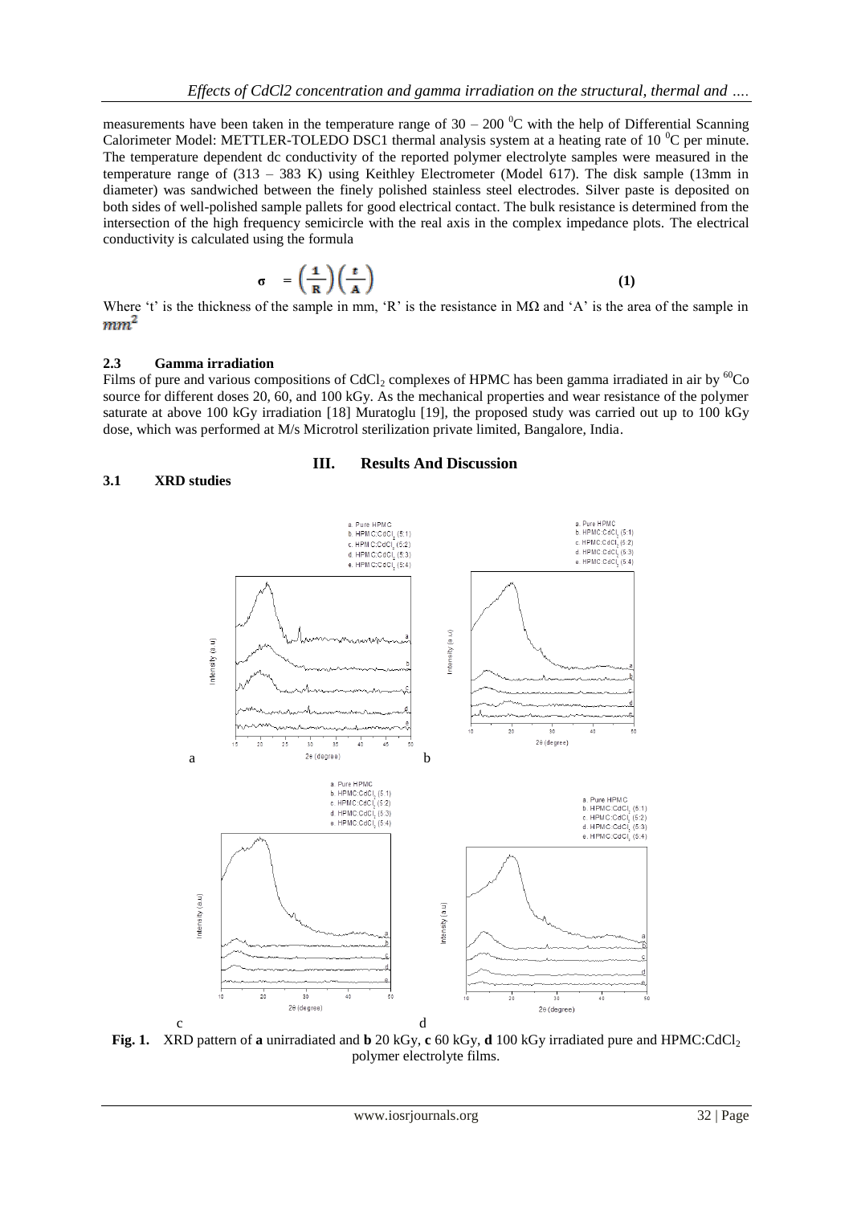measurements have been taken in the temperature range of 30 – 200 $^0$C with the help of Differential Scanning Calorimeter Model: METTLER-TOLEDO DSC1 thermal analysis system at a heating rate of 10 $^0$C per minute. The temperature dependent dc conductivity of the reported polymer electrolyte samples were measured in the temperature range of (313 – 383 K) using Keithley Electrometer (Model 617). The disk sample (13mm in diameter) was sandwiched between the finely polished stainless steel electrodes. Silver paste is deposited on both sides of well-polished sample pallets for good electrical contact. The bulk resistance is determined from the intersection of the high frequency semicircle with the real axis in the complex impedance plots. The electrical conductivity is calculated using the formula

$$\sigma = \left(\frac{1}{R}\right)\left(\frac{t}{A}\right) \quad (1)$$

Where 't' is the thickness of the sample in mm, 'R' is the resistance in MΩ and 'A' is the area of the sample in $mm^2$

### 2.3 Gamma irradiation

Films of pure and various compositions of $CdCl_2$ complexes of HPMC has been gamma irradiated in air by $^{60}Co$ source for different doses 20, 60, and 100 kGy. As the mechanical properties and wear resistance of the polymer saturate at above 100 kGy irradiation [18] Muratoglu [19], the proposed study was carried out up to 100 kGy dose, which was performed at M/s Microtrol sterilization private limited, Bangalore, India.

## III. Results And Discussion

### 3.1 XRD studies

**Fig. 1.** XRD pattern of **a** unirradiated and **b** 20 kGy, **c** 60 kGy, **d** 100 kGy irradiated pure and HPMC:$CdCl_2$ polymer electrolyte films.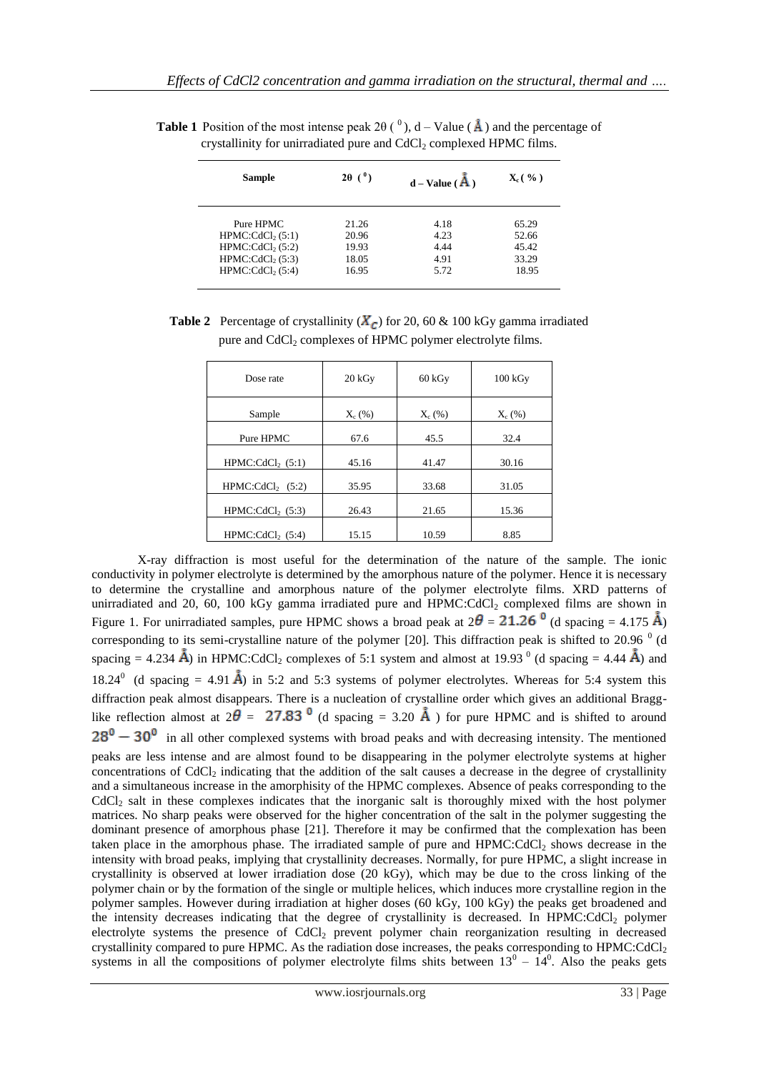**Table 1** Position of the most intense peak 2θ ( $^0$ ), d – Value ( Å ) and the percentage of crystallinity for unirradiated pure and $CdCl_2$ complexed HPMC films.

| Sample | 2θ ( $^0$ ) | d – Value ( Å ) | $X_c$ ( % ) |
|---|---|---|---|
| Pure HPMC | 21.26 | 4.18 | 65.29 |
| HPMC:$CdCl_2$ (5:1) | 20.96 | 4.23 | 52.66 |
| HPMC:$CdCl_2$ (5:2) | 19.93 | 4.44 | 45.42 |
| HPMC:$CdCl_2$ (5:3) | 18.05 | 4.91 | 33.29 |
| HPMC:$CdCl_2$ (5:4) | 16.95 | 5.72 | 18.95 |

**Table 2** Percentage of crystallinity ($X_c$) for 20, 60 & 100 kGy gamma irradiated pure and $CdCl_2$ complexes of HPMC polymer electrolyte films.

| Dose rate | 20 kGy | 60 kGy | 100 kGy |
|---|---|---|---|
| Sample | $X_c$ (%) | $X_c$ (%) | $X_c$ (%) |
| Pure HPMC | 67.6 | 45.5 | 32.4 |
| HPMC:$CdCl_2$ (5:1) | 45.16 | 41.47 | 30.16 |
| HPMC:$CdCl_2$ (5:2) | 35.95 | 33.68 | 31.05 |
| HPMC:$CdCl_2$ (5:3) | 26.43 | 21.65 | 15.36 |
| HPMC:$CdCl_2$ (5:4) | 15.15 | 10.59 | 8.85 |

X-ray diffraction is most useful for the determination of the nature of the sample. The ionic conductivity in polymer electrolyte is determined by the amorphous nature of the polymer. Hence it is necessary to determine the crystalline and amorphous nature of the polymer electrolyte films. XRD patterns of unirradiated and 20, 60, 100 kGy gamma irradiated pure and HPMC:$CdCl_2$ complexed films are shown in Figure 1. For unirradiated samples, pure HPMC shows a broad peak at $2\theta = 21.26^0$ (d spacing = 4.175 Å) corresponding to its semi-crystalline nature of the polymer [20]. This diffraction peak is shifted to 20.96 $^0$ (d spacing = 4.234 Å) in HPMC:$CdCl_2$ complexes of 5:1 system and almost at 19.93 $^0$ (d spacing = 4.44 Å) and 18.24$^0$ (d spacing = 4.91 Å) in 5:2 and 5:3 systems of polymer electrolytes. Whereas for 5:4 system this diffraction peak almost disappears. There is a nucleation of crystalline order which gives an additional Bragg-like reflection almost at $2\theta = 27.83^0$ (d spacing = 3.20 Å ) for pure HPMC and is shifted to around $28^0 - 30^0$ in all other complexed systems with broad peaks and with decreasing intensity. The mentioned peaks are less intense and are almost found to be disappearing in the polymer electrolyte systems at higher concentrations of $CdCl_2$ indicating that the addition of the salt causes a decrease in the degree of crystallinity and a simultaneous increase in the amorphity of the HPMC complexes. Absence of peaks corresponding to the $CdCl_2$ salt in these complexes indicates that the inorganic salt is thoroughly mixed with the host polymer matrices. No sharp peaks were observed for the higher concentration of the salt in the polymer suggesting the dominant presence of amorphous phase [21]. Therefore it may be confirmed that the complexation has been taken place in the amorphous phase. The irradiated sample of pure and HPMC:$CdCl_2$ shows decrease in the intensity with broad peaks, implying that crystallinity decreases. Normally, for pure HPMC, a slight increase in crystallinity is observed at lower irradiation dose (20 kGy), which may be due to the cross linking of the polymer chain or by the formation of the single or multiple helices, which induces more crystalline region in the polymer samples. However during irradiation at higher doses (60 kGy, 100 kGy) the peaks get broadened and the intensity decreases indicating that the degree of crystallinity is decreased. In HPMC:$CdCl_2$ polymer electrolyte systems the presence of $CdCl_2$ prevent polymer chain reorganization resulting in decreased crystallinity compared to pure HPMC. As the radiation dose increases, the peaks corresponding to HPMC:$CdCl_2$ systems in all the compositions of polymer electrolyte films shits between $13^0 - 14^0$. Also the peaks gets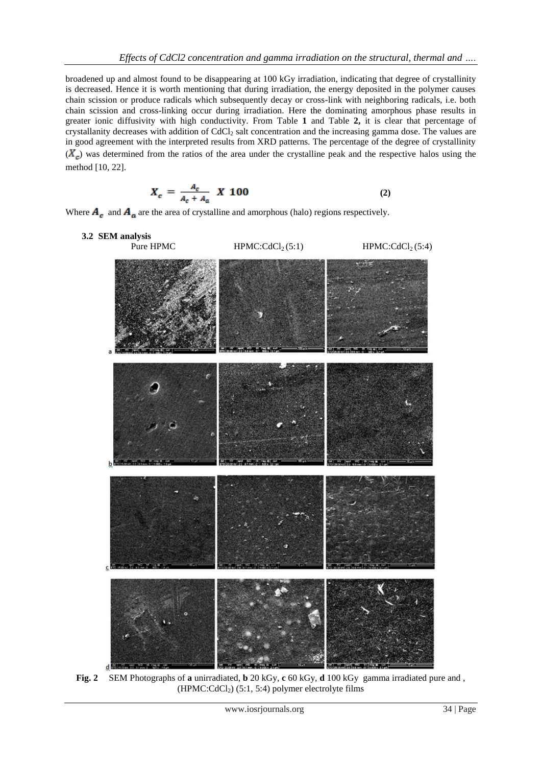broadened up and almost found to be disappearing at 100 kGy irradiation, indicating that degree of crystallinity is decreased. Hence it is worth mentioning that during irradiation, the energy deposited in the polymer causes chain scission or produce radicals which subsequently decay or cross-link with neighboring radicals, i.e. both chain scission and cross-linking occur during irradiation. Here the dominating amorphous phase results in greater ionic diffusivity with high conductivity. From Table **1** and Table **2,** it is clear that percentage of crystallanity decreases with addition of $CdCl_2$ salt concentration and the increasing gamma dose. The values are in good agreement with the interpreted results from XRD patterns. The percentage of the degree of crystallinity ($X_c$) was determined from the ratios of the area under the crystalline peak and the respective halos using the method [10, 22].

$$X_c = \frac{A_c}{A_c + A_a} \ X \ 100 \quad \textbf{(2)}$$

Where $A_c$ and $A_a$ are the area of crystalline and amorphous (halo) regions respectively.

### 3.2 SEM analysis

Pure HPMC HPMC:$CdCl_2$ (5:1) HPMC:$CdCl_2$ (5:4)

**Fig. 2** SEM Photographs of **a** unirradiated, **b** 20 kGy, **c** 60 kGy, **d** 100 kGy gamma irradiated pure and , (HPMC:$CdCl_2$) (5:1, 5:4) polymer electrolyte films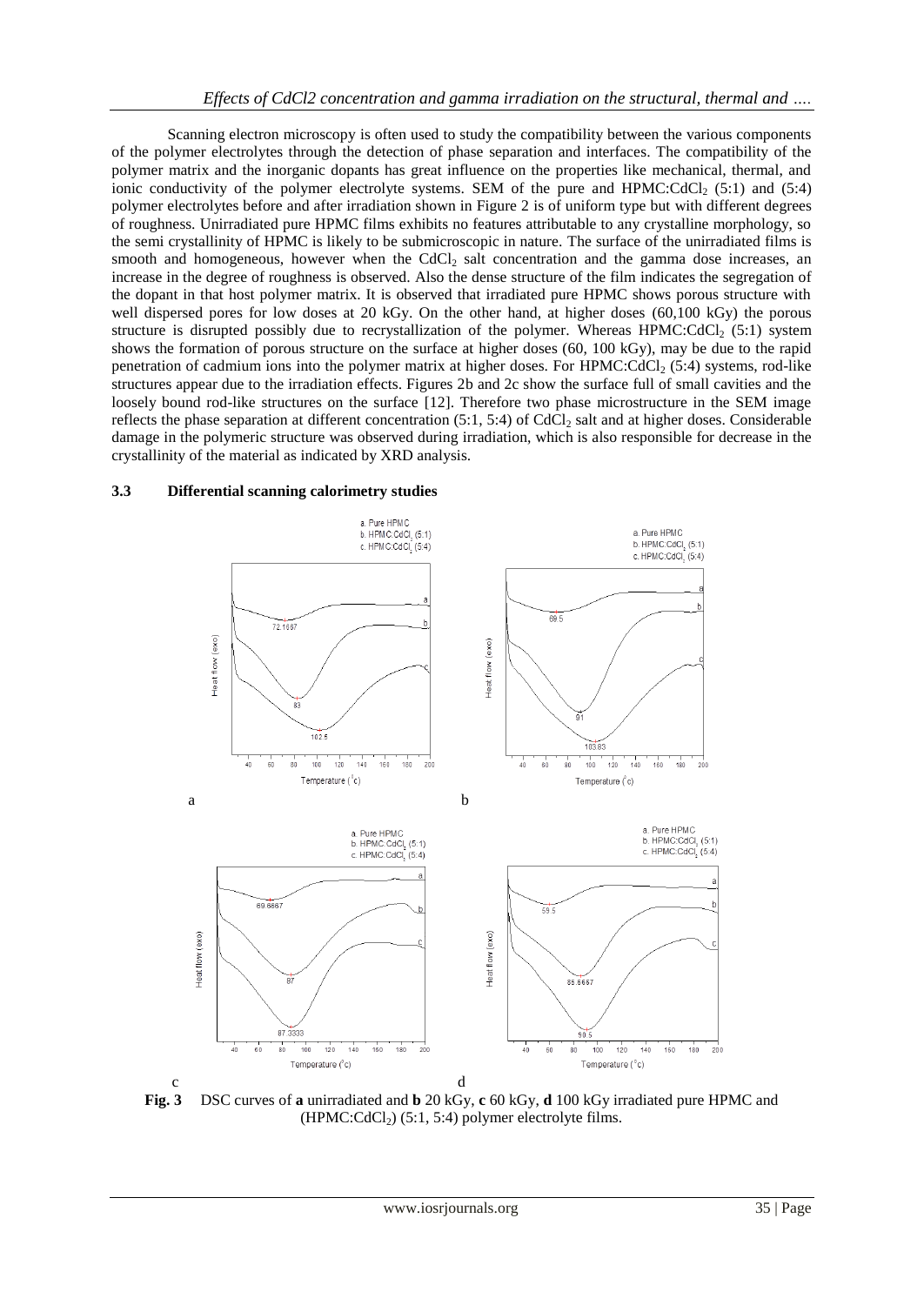Scanning electron microscopy is often used to study the compatibility between the various components of the polymer electrolytes through the detection of phase separation and interfaces. The compatibility of the polymer matrix and the inorganic dopants has great influence on the properties like mechanical, thermal, and ionic conductivity of the polymer electrolyte systems. SEM of the pure and HPMC:$CdCl_2$ (5:1) and (5:4) polymer electrolytes before and after irradiation shown in Figure 2 is of uniform type but with different degrees of roughness. Unirradiated pure HPMC films exhibits no features attributable to any crystalline morphology, so the semi crystallinity of HPMC is likely to be submicroscopic in nature. The surface of the unirradiated films is smooth and homogeneous, however when the $CdCl_2$ salt concentration and the gamma dose increases, an increase in the degree of roughness is observed. Also the dense structure of the film indicates the segregation of the dopant in that host polymer matrix. It is observed that irradiated pure HPMC shows porous structure with well dispersed pores for low doses at 20 kGy. On the other hand, at higher doses (60,100 kGy) the porous structure is disrupted possibly due to recrystallization of the polymer. Whereas HPMC:$CdCl_2$ (5:1) system shows the formation of porous structure on the surface at higher doses (60, 100 kGy), may be due to the rapid penetration of cadmium ions into the polymer matrix at higher doses. For HPMC:$CdCl_2$ (5:4) systems, rod-like structures appear due to the irradiation effects. Figures 2b and 2c show the surface full of small cavities and the loosely bound rod-like structures on the surface [12]. Therefore two phase microstructure in the SEM image reflects the phase separation at different concentration (5:1, 5:4) of $CdCl_2$ salt and at higher doses. Considerable damage in the polymeric structure was observed during irradiation, which is also responsible for decrease in the crystallinity of the material as indicated by XRD analysis.

### 3.3 Differential scanning calorimetry studies

**Fig. 3** DSC curves of **a** unirradiated and **b** 20 kGy, **c** 60 kGy, **d** 100 kGy irradiated pure HPMC and (HPMC:$CdCl_2$) (5:1, 5:4) polymer electrolyte films.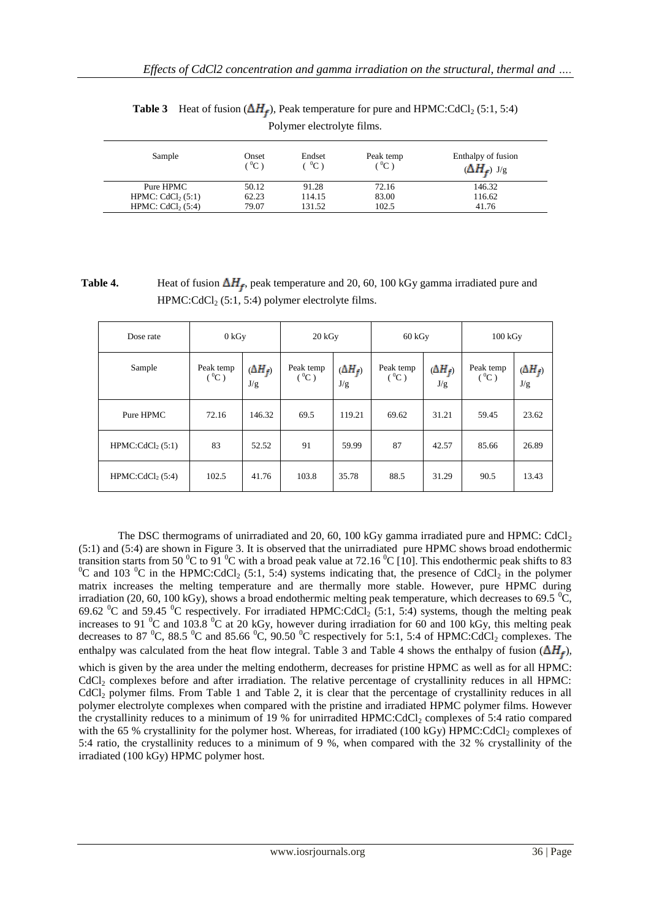**Table 3** Heat of fusion ($\Delta H_f$), Peak temperature for pure and HPMC:$CdCl_2$ (5:1, 5:4) Polymer electrolyte films.

| Sample | Onset ($^0$C) | Endset ($^0$C) | Peak temp ($^0$C) | Enthalpy of fusion ($\Delta H_f$) J/g |
|---|---|---|---|---|
| Pure HPMC | 50.12 | 91.28 | 72.16 | 146.32 |
| HPMC: $CdCl_2$ (5:1) | 62.23 | 114.15 | 83.00 | 116.62 |
| HPMC: $CdCl_2$ (5:4) | 79.07 | 131.52 | 102.5 | 41.76 |

**Table 4.** Heat of fusion $\Delta H_f$, peak temperature and 20, 60, 100 kGy gamma irradiated pure and HPMC:$CdCl_2$ (5:1, 5:4) polymer electrolyte films.

| Dose rate | 0 kGy | | 20 kGy | | 60 kGy | | 100 kGy | |
|---|---|---|---|---|---|---|---|---|
| Sample | Peak temp ($^0$C) | ($\Delta H_f$) J/g | Peak temp ($^0$C) | ($\Delta H_f$) J/g | Peak temp ($^0$C) | ($\Delta H_f$) J/g | Peak temp ($^0$C) | ($\Delta H_f$) J/g |
| Pure HPMC | 72.16 | 146.32 | 69.5 | 119.21 | 69.62 | 31.21 | 59.45 | 23.62 |
| HPMC:$CdCl_2$ (5:1) | 83 | 52.52 | 91 | 59.99 | 87 | 42.57 | 85.66 | 26.89 |
| HPMC:$CdCl_2$ (5:4) | 102.5 | 41.76 | 103.8 | 35.78 | 88.5 | 31.29 | 90.5 | 13.43 |

The DSC thermograms of unirradiated and 20, 60, 100 kGy gamma irradiated pure and HPMC: $CdCl_2$ (5:1) and (5:4) are shown in Figure 3. It is observed that the unirradiated pure HPMC shows broad endothermic transition starts from 50 $^0$C to 91 $^0$C with a broad peak value at 72.16 $^0$C [10]. This endothermic peak shifts to 83 $^0$C and 103 $^0$C in the HPMC:$CdCl_2$ (5:1, 5:4) systems indicating that, the presence of $CdCl_2$ in the polymer matrix increases the melting temperature and are thermally more stable. However, pure HPMC during irradiation (20, 60, 100 kGy), shows a broad endothermic melting peak temperature, which decreases to 69.5 $^0$C, 69.62 $^0$C and 59.45 $^0$C respectively. For irradiated HPMC:$CdCl_2$ (5:1, 5:4) systems, though the melting peak increases to 91 $^0$C and 103.8 $^0$C at 20 kGy, however during irradiation for 60 and 100 kGy, this melting peak decreases to 87 $^0$C, 88.5 $^0$C and 85.66 $^0$C, 90.50 $^0$C respectively for 5:1, 5:4 of HPMC:$CdCl_2$ complexes. The enthalpy was calculated from the heat flow integral. Table 3 and Table 4 shows the enthalpy of fusion ($\Delta H_f$), which is given by the area under the melting endotherm, decreases for pristine HPMC as well as for all HPMC: $CdCl_2$ complexes before and after irradiation. The relative percentage of crystallinity reduces in all HPMC: $CdCl_2$ polymer films. From Table 1 and Table 2, it is clear that the percentage of crystallinity reduces in all polymer electrolyte complexes when compared with the pristine and irradiated HPMC polymer films. However the crystallinity reduces to a minimum of 19 % for unirradited HPMC:$CdCl_2$ complexes of 5:4 ratio compared with the 65 % crystallinity for the polymer host. Whereas, for irradiated (100 kGy) HPMC:$CdCl_2$ complexes of 5:4 ratio, the crystallinity reduces to a minimum of 9 %, when compared with the 32 % crystallinity of the irradiated (100 kGy) HPMC polymer host.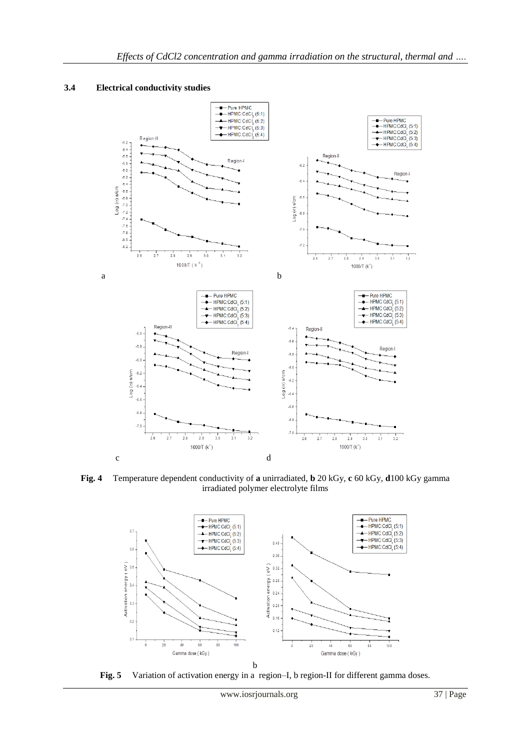## 3.4 Electrical conductivity studies

**Fig. 4** Temperature dependent conductivity of **a** unirradiated, **b** 20 kGy, **c** 60 kGy, **d**100 kGy gamma irradiated polymer electrolyte films

**Fig. 5** Variation of activation energy in a region–I, b region-II for different gamma doses.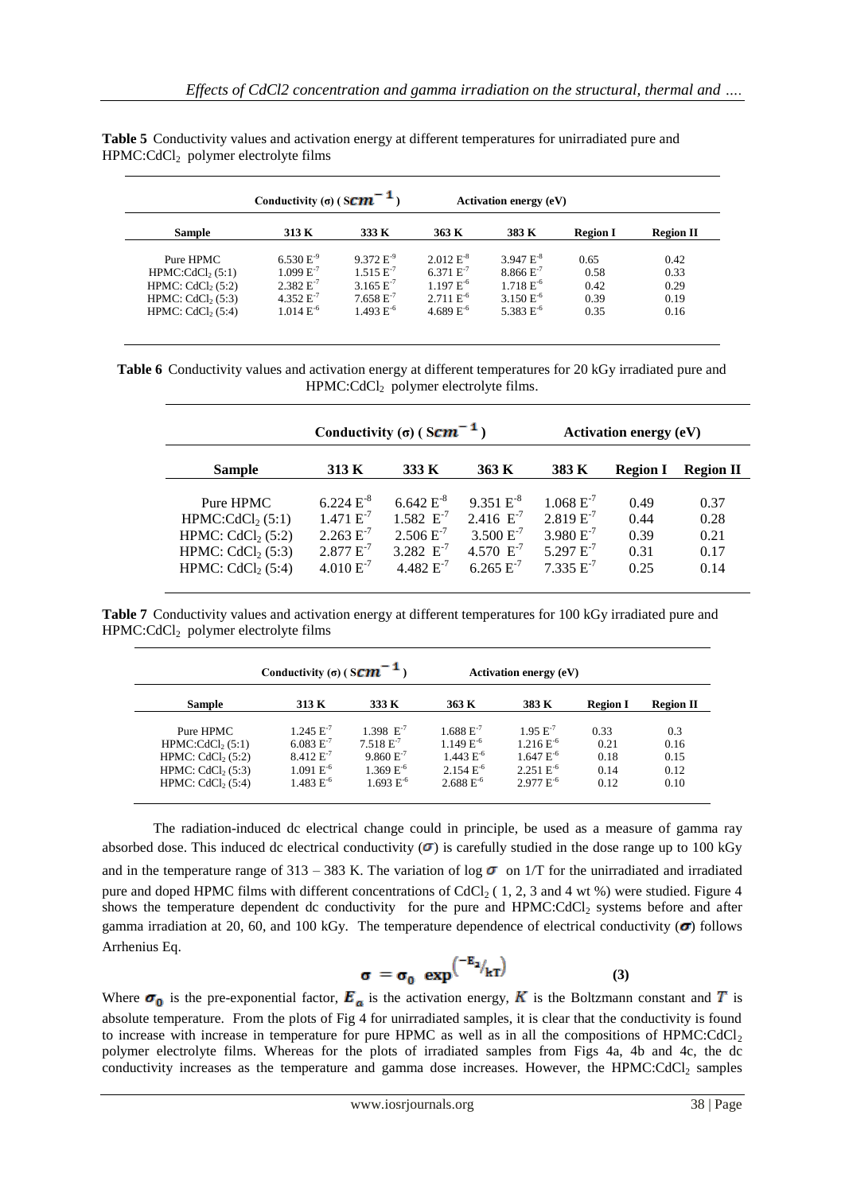**Table 5** Conductivity values and activation energy at different temperatures for unirradiated pure and $HPMC:CdCl_2$ polymer electrolyte films

| | Conductivity (σ) ( $Scm^{-1}$ ) | | | | Activation energy (eV) | |
|---|---|---|---|---|---|---|
| Sample | 313 K | 333 K | 363 K | 383 K | Region I | Region II |
| Pure HPMC | 6.530 $E^{-9}$ | 9.372 $E^{-9}$ | 2.012 $E^{-8}$ | 3.947 $E^{-8}$ | 0.65 | 0.42 |
| $HPMC:CdCl_2$ (5:1) | 1.099 $E^{-7}$ | 1.515 $E^{-7}$ | 6.371 $E^{-7}$ | 8.866 $E^{-7}$ | 0.58 | 0.33 |
| HPMC: $CdCl_2$ (5:2) | 2.382 $E^{-7}$ | 3.165 $E^{-7}$ | 1.197 $E^{-6}$ | 1.718 $E^{-6}$ | 0.42 | 0.29 |
| HPMC: $CdCl_2$ (5:3) | 4.352 $E^{-7}$ | 7.658 $E^{-7}$ | 2.711 $E^{-6}$ | 3.150 $E^{-6}$ | 0.39 | 0.19 |
| HPMC: $CdCl_2$ (5:4) | 1.014 $E^{-6}$ | 1.493 $E^{-6}$ | 4.689 $E^{-6}$ | 5.383 $E^{-6}$ | 0.35 | 0.16 |

**Table 6** Conductivity values and activation energy at different temperatures for 20 kGy irradiated pure and $HPMC:CdCl_2$ polymer electrolyte films.

| | Conductivity (σ) ( $Scm^{-1}$ ) | | | | Activation energy (eV) | |
|---|---|---|---|---|---|---|
| Sample | 313 K | 333 K | 363 K | 383 K | Region I | Region II |
| Pure HPMC | 6.224 $E^{-8}$ | 6.642 $E^{-8}$ | 9.351 $E^{-8}$ | 1.068 $E^{-7}$ | 0.49 | 0.37 |
| $HPMC:CdCl_2$ (5:1) | 1.471 $E^{-7}$ | 1.582 $E^{-7}$ | 2.416 $E^{-7}$ | 2.819 $E^{-7}$ | 0.44 | 0.28 |
| HPMC: $CdCl_2$ (5:2) | 2.263 $E^{-7}$ | 2.506 $E^{-7}$ | 3.500 $E^{-7}$ | 3.980 $E^{-7}$ | 0.39 | 0.21 |
| HPMC: $CdCl_2$ (5:3) | 2.877 $E^{-7}$ | 3.282 $E^{-7}$ | 4.570 $E^{-7}$ | 5.297 $E^{-7}$ | 0.31 | 0.17 |
| HPMC: $CdCl_2$ (5:4) | 4.010 $E^{-7}$ | 4.482 $E^{-7}$ | 6.265 $E^{-7}$ | 7.335 $E^{-7}$ | 0.25 | 0.14 |

**Table 7** Conductivity values and activation energy at different temperatures for 100 kGy irradiated pure and $HPMC:CdCl_2$ polymer electrolyte films

| | Conductivity (σ) ( $Scm^{-1}$ ) | | | | Activation energy (eV) | |
|---|---|---|---|---|---|---|
| Sample | 313 K | 333 K | 363 K | 383 K | Region I | Region II |
| Pure HPMC | 1.245 $E^{-7}$ | 1.398 $E^{-7}$ | 1.688 $E^{-7}$ | 1.95 $E^{-7}$ | 0.33 | 0.3 |
| $HPMC:CdCl_2$ (5:1) | 6.083 $E^{-7}$ | 7.518 $E^{-7}$ | 1.149 $E^{-6}$ | 1.216 $E^{-6}$ | 0.21 | 0.16 |
| HPMC: $CdCl_2$ (5:2) | 8.412 $E^{-7}$ | 9.860 $E^{-7}$ | 1.443 $E^{-6}$ | 1.647 $E^{-6}$ | 0.18 | 0.15 |
| HPMC: $CdCl_2$ (5:3) | 1.091 $E^{-6}$ | 1.369 $E^{-6}$ | 2.154 $E^{-6}$ | 2.251 $E^{-6}$ | 0.14 | 0.12 |
| HPMC: $CdCl_2$ (5:4) | 1.483 $E^{-6}$ | 1.693 $E^{-6}$ | 2.688 $E^{-6}$ | 2.977 $E^{-6}$ | 0.12 | 0.10 |

The radiation-induced dc electrical change could in principle, be used as a measure of gamma ray absorbed dose. This induced dc electrical conductivity ($\sigma$) is carefully studied in the dose range up to 100 kGy and in the temperature range of 313 – 383 K. The variation of log $\sigma$ on 1/T for the unirradiated and irradiated pure and doped HPMC films with different concentrations of $CdCl_2$ ( 1, 2, 3 and 4 wt %) were studied. Figure 4 shows the temperature dependent dc conductivity for the pure and $HPMC:CdCl_2$ systems before and after gamma irradiation at 20, 60, and 100 kGy. The temperature dependence of electrical conductivity ($\sigma$) follows Arrhenius Eq.

$$\sigma = \sigma_0 \ \exp^{\left(-E_a/_{kT}\right)} \qquad \textbf{(3)}$$

Where $\sigma_0$ is the pre-exponential factor, $E_a$ is the activation energy, $K$ is the Boltzmann constant and $T$ is absolute temperature. From the plots of Fig 4 for unirradiated samples, it is clear that the conductivity is found to increase with increase in temperature for pure HPMC as well as in all the compositions of $HPMC:CdCl_2$ polymer electrolyte films. Whereas for the plots of irradiated samples from Figs 4a, 4b and 4c, the dc conductivity increases as the temperature and gamma dose increases. However, the $HPMC:CdCl_2$ samples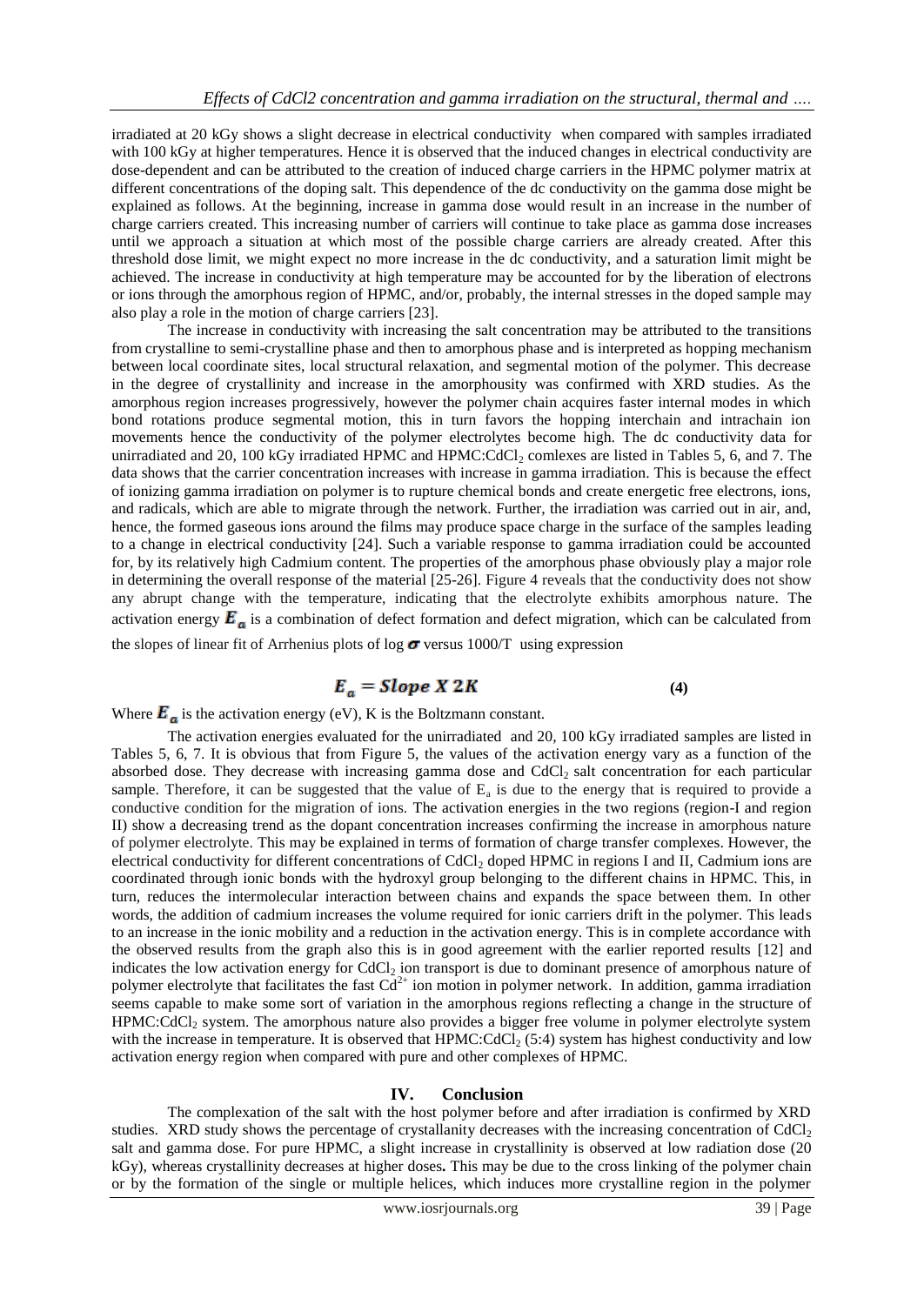irradiated at 20 kGy shows a slight decrease in electrical conductivity when compared with samples irradiated with 100 kGy at higher temperatures. Hence it is observed that the induced changes in electrical conductivity are dose-dependent and can be attributed to the creation of induced charge carriers in the HPMC polymer matrix at different concentrations of the doping salt. This dependence of the dc conductivity on the gamma dose might be explained as follows. At the beginning, increase in gamma dose would result in an increase in the number of charge carriers created. This increasing number of carriers will continue to take place as gamma dose increases until we approach a situation at which most of the possible charge carriers are already created. After this threshold dose limit, we might expect no more increase in the dc conductivity, and a saturation limit might be achieved. The increase in conductivity at high temperature may be accounted for by the liberation of electrons or ions through the amorphous region of HPMC, and/or, probably, the internal stresses in the doped sample may also play a role in the motion of charge carriers [23].

The increase in conductivity with increasing the salt concentration may be attributed to the transitions from crystalline to semi-crystalline phase and then to amorphous phase and is interpreted as hopping mechanism between local coordinate sites, local structural relaxation, and segmental motion of the polymer. This decrease in the degree of crystallinity and increase in the amorphousity was confirmed with XRD studies. As the amorphous region increases progressively, however the polymer chain acquires faster internal modes in which bond rotations produce segmental motion, this in turn favors the hopping interchain and intrachain ion movements hence the conductivity of the polymer electrolytes become high. The dc conductivity data for unirradiated and 20, 100 kGy irradiated HPMC and HPMC:$CdCl_2$ comlexes are listed in Tables 5, 6, and 7. The data shows that the carrier concentration increases with increase in gamma irradiation. This is because the effect of ionizing gamma irradiation on polymer is to rupture chemical bonds and create energetic free electrons, ions, and radicals, which are able to migrate through the network. Further, the irradiation was carried out in air, and, hence, the formed gaseous ions around the films may produce space charge in the surface of the samples leading to a change in electrical conductivity [24]. Such a variable response to gamma irradiation could be accounted for, by its relatively high Cadmium content. The properties of the amorphous phase obviously play a major role in determining the overall response of the material [25-26]. Figure 4 reveals that the conductivity does not show any abrupt change with the temperature, indicating that the electrolyte exhibits amorphous nature. The activation energy $E_a$ is a combination of defect formation and defect migration, which can be calculated from the slopes of linear fit of Arrhenius plots of log $\sigma$ versus 1000/T using expression

$$E_a = Slope\ X\ 2K \quad \textbf{(4)}$$

Where $E_a$ is the activation energy (eV), K is the Boltzmann constant.

The activation energies evaluated for the unirradiated and 20, 100 kGy irradiated samples are listed in Tables 5, 6, 7. It is obvious that from Figure 5, the values of the activation energy vary as a function of the absorbed dose. They decrease with increasing gamma dose and $CdCl_2$ salt concentration for each particular sample. Therefore, it can be suggested that the value of $E_a$ is due to the energy that is required to provide a conductive condition for the migration of ions. The activation energies in the two regions (region-I and region II) show a decreasing trend as the dopant concentration increases confirming the increase in amorphous nature of polymer electrolyte. This may be explained in terms of formation of charge transfer complexes. However, the electrical conductivity for different concentrations of $CdCl_2$ doped HPMC in regions I and II, Cadmium ions are coordinated through ionic bonds with the hydroxyl group belonging to the different chains in HPMC. This, in turn, reduces the intermolecular interaction between chains and expands the space between them. In other words, the addition of cadmium increases the volume required for ionic carriers drift in the polymer. This leads to an increase in the ionic mobility and a reduction in the activation energy. This is in complete accordance with the observed results from the graph also this is in good agreement with the earlier reported results [12] and indicates the low activation energy for $CdCl_2$ ion transport is due to dominant presence of amorphous nature of polymer electrolyte that facilitates the fast $Cd^{2+}$ ion motion in polymer network. In addition, gamma irradiation seems capable to make some sort of variation in the amorphous regions reflecting a change in the structure of HPMC:$CdCl_2$ system. The amorphous nature also provides a bigger free volume in polymer electrolyte system with the increase in temperature. It is observed that HPMC:$CdCl_2$ (5:4) system has highest conductivity and low activation energy region when compared with pure and other complexes of HPMC.

## IV. Conclusion

The complexation of the salt with the host polymer before and after irradiation is confirmed by XRD studies. XRD study shows the percentage of crystallanity decreases with the increasing concentration of $CdCl_2$ salt and gamma dose. For pure HPMC, a slight increase in crystallinity is observed at low radiation dose (20 kGy), whereas crystallinity decreases at higher doses**.** This may be due to the cross linking of the polymer chain or by the formation of the single or multiple helices, which induces more crystalline region in the polymer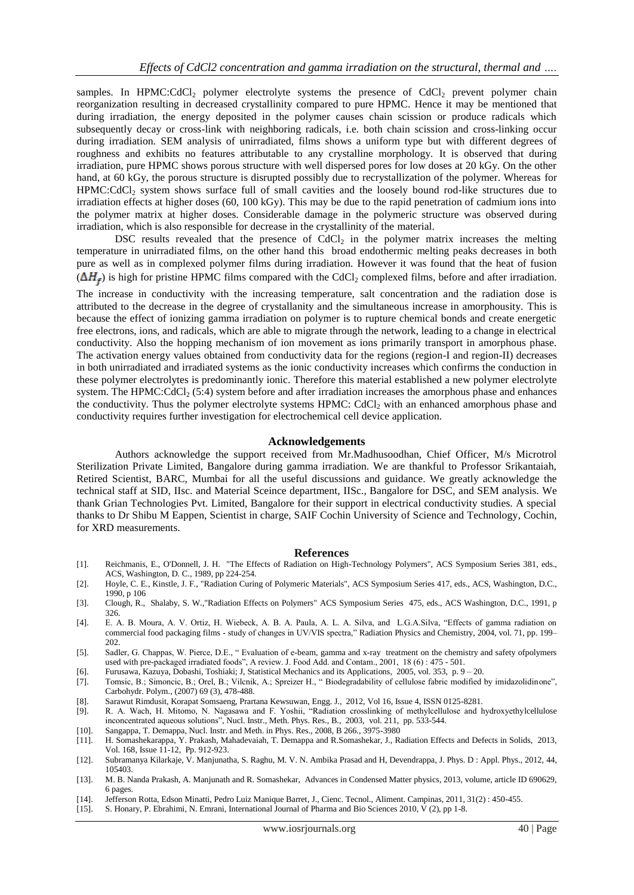samples. In HPMC:$CdCl_2$ polymer electrolyte systems the presence of $CdCl_2$ prevent polymer chain reorganization resulting in decreased crystallinity compared to pure HPMC. Hence it may be mentioned that during irradiation, the energy deposited in the polymer causes chain scission or produce radicals which subsequently decay or cross-link with neighboring radicals, i.e. both chain scission and cross-linking occur during irradiation. SEM analysis of unirradiated, films shows a uniform type but with different degrees of roughness and exhibits no features attributable to any crystalline morphology. It is observed that during irradiation, pure HPMC shows porous structure with well dispersed pores for low doses at 20 kGy. On the other hand, at 60 kGy, the porous structure is disrupted possibly due to recrystallization of the polymer. Whereas for HPMC:$CdCl_2$ system shows surface full of small cavities and the loosely bound rod-like structures due to irradiation effects at higher doses (60, 100 kGy). This may be due to the rapid penetration of cadmium ions into the polymer matrix at higher doses. Considerable damage in the polymeric structure was observed during irradiation, which is also responsible for decrease in the crystallinity of the material.

DSC results revealed that the presence of $CdCl_2$ in the polymer matrix increases the melting temperature in unirradiated films, on the other hand this broad endothermic melting peaks decreases in both pure as well as in complexed polymer films during irradiation. However it was found that the heat of fusion ($\Delta H_f$) is high for pristine HPMC films compared with the $CdCl_2$ complexed films, before and after irradiation. The increase in conductivity with the increasing temperature, salt concentration and the radiation dose is attributed to the decrease in the degree of crystallanity and the simultaneous increase in amorphousity. This is because the effect of ionizing gamma irradiation on polymer is to rupture chemical bonds and create energetic free electrons, ions, and radicals, which are able to migrate through the network, leading to a change in electrical conductivity. Also the hopping mechanism of ion movement as ions primarily transport in amorphous phase. The activation energy values obtained from conductivity data for the regions (region-I and region-II) decreases in both unirradiated and irradiated systems as the ionic conductivity increases which confirms the conduction in these polymer electrolytes is predominantly ionic. Therefore this material established a new polymer electrolyte system. The HPMC:$CdCl_2$ (5:4) system before and after irradiation increases the amorphous phase and enhances the conductivity. Thus the polymer electrolyte systems HPMC: $CdCl_2$ with an enhanced amorphous phase and conductivity requires further investigation for electrochemical cell device application.

## Acknowledgements

Authors acknowledge the support received from Mr.Madhusoodhan, Chief Officer, M/s Microtrol Sterilization Private Limited, Bangalore during gamma irradiation. We are thankful to Professor Srikantaiah, Retired Scientist, BARC, Mumbai for all the useful discussions and guidance. We greatly acknowledge the technical staff at SID, IIsc. and Material Sceince department, IISc., Bangalore for DSC, and SEM analysis. We thank Grian Technologies Pvt. Limited, Bangalore for their support in electrical conductivity studies. A special thanks to Dr Shibu M Eappen, Scientist in charge, SAIF Cochin University of Science and Technology, Cochin, for XRD measurements.

## References

[1]. Reichmanis, E., O'Donnell, J. H. "The Effects of Radiation on High-Technology Polymers", ACS Symposium Series 381, eds., ACS, Washington, D. C., 1989, pp 224-254.

[2]. Hoyle, C. E., Kinstle, J. F., "Radiation Curing of Polymeric Materials", ACS Symposium Series 417, eds., ACS, Washington, D.C., 1990, p 106

[3]. Clough, R., Shalaby, S. W.,"Radiation Effects on Polymers" ACS Symposium Series 475, eds., ACS Washington, D.C., 1991, p 326.

[4]. E. A. B. Moura, A. V. Ortiz, H. Wiebeck, A. B. A. Paula, A. L. A. Silva, and L.G.A.Silva, "Effects of gamma radiation on commercial food packaging films - study of changes in UV/VIS spectra," Radiation Physics and Chemistry, 2004, vol. 71, pp. 199–202.

[5]. Sadler, G. Chappas, W. Pierce, D.E., " Evaluation of e-beam, gamma and x-ray treatment on the chemistry and safety ofpolymers used with pre-packaged irradiated foods", A review. J. Food Add. and Contam., 2001, 18 (6) : 475 - 501.

[6]. Furusawa, Kazuya, Dobashi, Toshiaki; J, Statistical Mechanics and its Applications, 2005, vol. 353, p. 9 – 20.

[7]. Tomsic, B.; Simoncic, B.; Orel, B.; Vilcnik, A.; Spreizer H., " Biodegradability of cellulose fabric modified by imidazolidinone", Carbohydr. Polym., (2007) 69 (3), 478-488.

[8]. Sarawut Rimdusit, Korapat Somsaeng, Prartana Kewsuwan, Engg. J., 2012, Vol 16, Issue 4, ISSN 0125-8281.

[9]. R. A. Wach, H. Mitomo, N. Nagasawa and F. Yoshii, "Radiation crosslinking of methylcellulose and hydroxyethylcellulose inconcentrated aqueous solutions", Nucl. Instr., Meth. Phys. Res., B., 2003, vol. 211, pp. 533-544.

[10]. Sangappa, T. Demappa, Nucl. Instr. and Meth. in Phys. Res., 2008, B 266., 3975-3980

[11]. H. Somashekarappa, Y. Prakash, Mahadevaiah, T. Demappa and R.Somashekar, J., Radiation Effects and Defects in Solids, 2013, Vol. 168, Issue 11-12, Pp. 912-923.

[12]. Subramanya Kilarkaje, V. Manjunatha, S. Raghu, M. V. N. Ambika Prasad and H, Devendrappa, J. Phys. D : Appl. Phys., 2012, 44, 105403.

[13]. M. B. Nanda Prakash, A. Manjunath and R. Somashekar, Advances in Condensed Matter physics, 2013, volume, article ID 690629, 6 pages.

[14]. Jefferson Rotta, Edson Minatti, Pedro Luiz Manique Barret, J., Cienc. Tecnol., Aliment. Campinas, 2011, 31(2) : 450-455.

[15]. S. Honary, P. Ebrahimi, N. Emrani, International Journal of Pharma and Bio Sciences 2010, V (2), pp 1-8.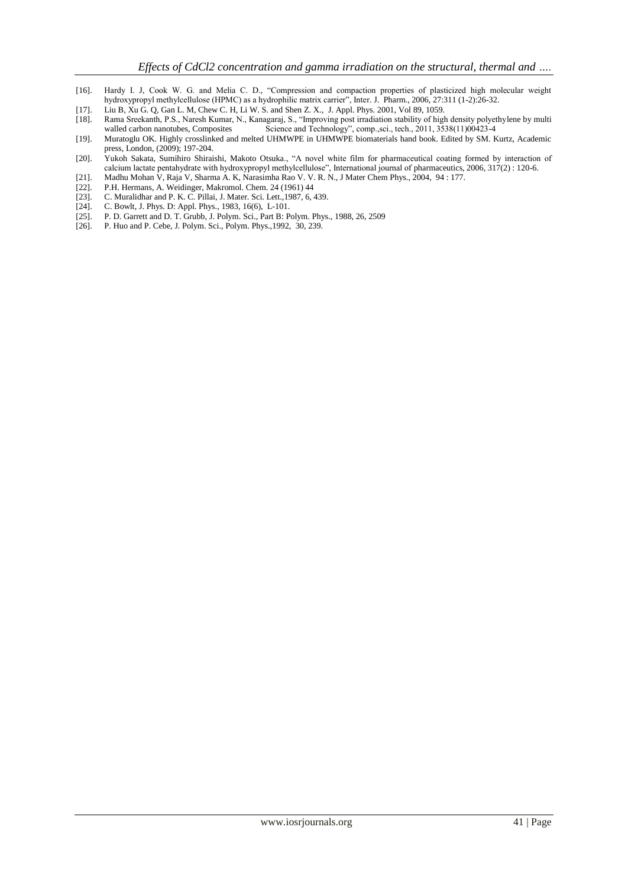[16]. Hardy I. J, Cook W. G. and Melia C. D., "Compression and compaction properties of plasticized high molecular weight hydroxypropyl methylcellulose (HPMC) as a hydrophilic matrix carrier", Inter. J. Pharm., 2006, 27:311 (1-2):26-32.

[17]. Liu B, Xu G. Q, Gan L. M, Chew C. H, Li W. S. and Shen Z. X., J. Appl. Phys. 2001, Vol 89, 1059.

[18]. Rama Sreekanth, P.S., Naresh Kumar, N., Kanagaraj, S., "Improving post irradiation stability of high density polyethylene by multi walled carbon nanotubes, Composites Science and Technology", comp.,sci., tech., 2011, 3538(11)00423-4

[19]. Muratoglu OK. Highly crosslinked and melted UHMWPE in UHMWPE biomaterials hand book. Edited by SM. Kurtz, Academic press, London, (2009); 197-204.

[20]. Yukoh Sakata, Sumihiro Shiraishi, Makoto Otsuka., "A novel white film for pharmaceutical coating formed by interaction of calcium lactate pentahydrate with hydroxypropyl methylcellulose", International journal of pharmaceutics, 2006, 317(2) : 120-6.

[21]. Madhu Mohan V, Raja V, Sharma A. K, Narasimha Rao V. V. R. N., J Mater Chem Phys., 2004, 94 : 177.

[22]. P.H. Hermans, A. Weidinger, Makromol. Chem. 24 (1961) 44

[23]. C. Muralidhar and P. K. C. Pillai, J. Mater. Sci. Lett.,1987, 6, 439.

[24]. C. Bowlt, J. Phys. D: Appl. Phys., 1983, 16(6), L-101.

[25]. P. D. Garrett and D. T. Grubb, J. Polym. Sci., Part B: Polym. Phys., 1988, 26, 2509

[26]. P. Huo and P. Cebe, J. Polym. Sci., Polym. Phys.,1992, 30, 239.